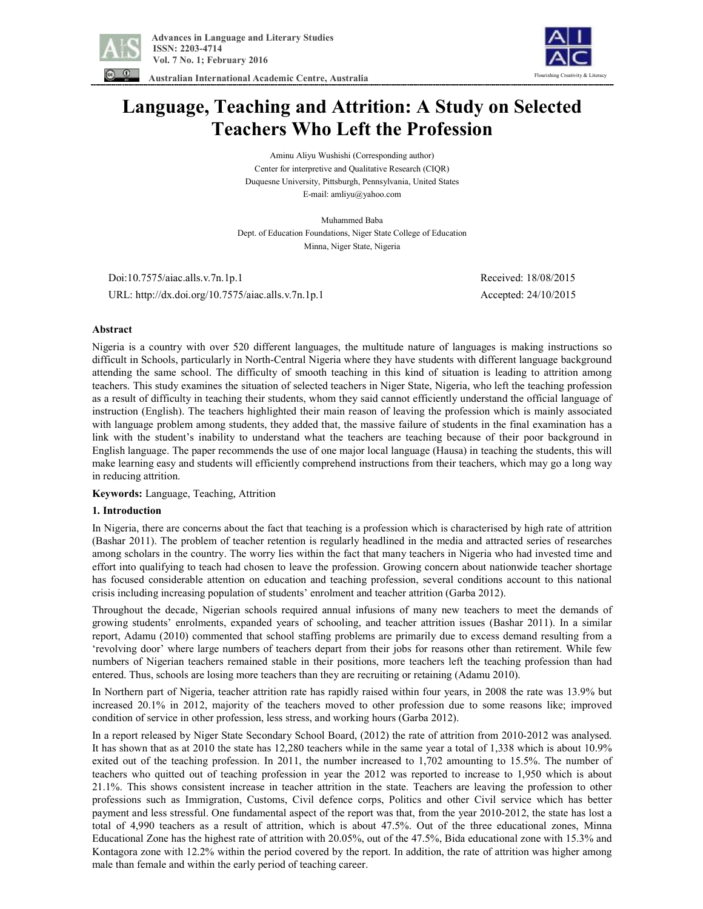# Language, Teaching and Attrition: A Study on Selected Teachers Who Left the Profession

Aminu Aliyu Wushishi (Corresponding author)
Center for interpretive and Qualitative Research (CIQR)
Duquesne University, Pittsburgh, Pennsylvania, United States
E-mail: amliyu@yahoo.com

Muhammed Baba
Dept. of Education Foundations, Niger State College of Education
Minna, Niger State, Nigeria

Doi:10.7575/aiac.alls.v.7n.1p.1 Received: 18/08/2015

URL: http://dx.doi.org/10.7575/aiac.alls.v.7n.1p.1 Accepted: 24/10/2015

## Abstract

Nigeria is a country with over 520 different languages, the multitude nature of languages is making instructions so difficult in Schools, particularly in North-Central Nigeria where they have students with different language background attending the same school. The difficulty of smooth teaching in this kind of situation is leading to attrition among teachers. This study examines the situation of selected teachers in Niger State, Nigeria, who left the teaching profession as a result of difficulty in teaching their students, whom they said cannot efficiently understand the official language of instruction (English). The teachers highlighted their main reason of leaving the profession which is mainly associated with language problem among students, they added that, the massive failure of students in the final examination has a link with the student's inability to understand what the teachers are teaching because of their poor background in English language. The paper recommends the use of one major local language (Hausa) in teaching the students, this will make learning easy and students will efficiently comprehend instructions from their teachers, which may go a long way in reducing attrition.

**Keywords:** Language, Teaching, Attrition

## 1. Introduction

In Nigeria, there are concerns about the fact that teaching is a profession which is characterised by high rate of attrition (Bashar 2011). The problem of teacher retention is regularly headlined in the media and attracted series of researches among scholars in the country. The worry lies within the fact that many teachers in Nigeria who had invested time and effort into qualifying to teach had chosen to leave the profession. Growing concern about nationwide teacher shortage has focused considerable attention on education and teaching profession, several conditions account to this national crisis including increasing population of students' enrolment and teacher attrition (Garba 2012).

Throughout the decade, Nigerian schools required annual infusions of many new teachers to meet the demands of growing students' enrolments, expanded years of schooling, and teacher attrition issues (Bashar 2011). In a similar report, Adamu (2010) commented that school staffing problems are primarily due to excess demand resulting from a 'revolving door' where large numbers of teachers depart from their jobs for reasons other than retirement. While few numbers of Nigerian teachers remained stable in their positions, more teachers left the teaching profession than had entered. Thus, schools are losing more teachers than they are recruiting or retaining (Adamu 2010).

In Northern part of Nigeria, teacher attrition rate has rapidly raised within four years, in 2008 the rate was 13.9% but increased 20.1% in 2012, majority of the teachers moved to other profession due to some reasons like; improved condition of service in other profession, less stress, and working hours (Garba 2012).

In a report released by Niger State Secondary School Board, (2012) the rate of attrition from 2010-2012 was analysed. It has shown that as at 2010 the state has 12,280 teachers while in the same year a total of 1,338 which is about 10.9% exited out of the teaching profession. In 2011, the number increased to 1,702 amounting to 15.5%. The number of teachers who quitted out of teaching profession in year the 2012 was reported to increase to 1,950 which is about 21.1%. This shows consistent increase in teacher attrition in the state. Teachers are leaving the profession to other professions such as Immigration, Customs, Civil defence corps, Politics and other Civil service which has better payment and less stressful. One fundamental aspect of the report was that, from the year 2010-2012, the state has lost a total of 4,990 teachers as a result of attrition, which is about 47.5%. Out of the three educational zones, Minna Educational Zone has the highest rate of attrition with 20.05%, out of the 47.5%, Bida educational zone with 15.3% and Kontagora zone with 12.2% within the period covered by the report. In addition, the rate of attrition was higher among male than female and within the early period of teaching career.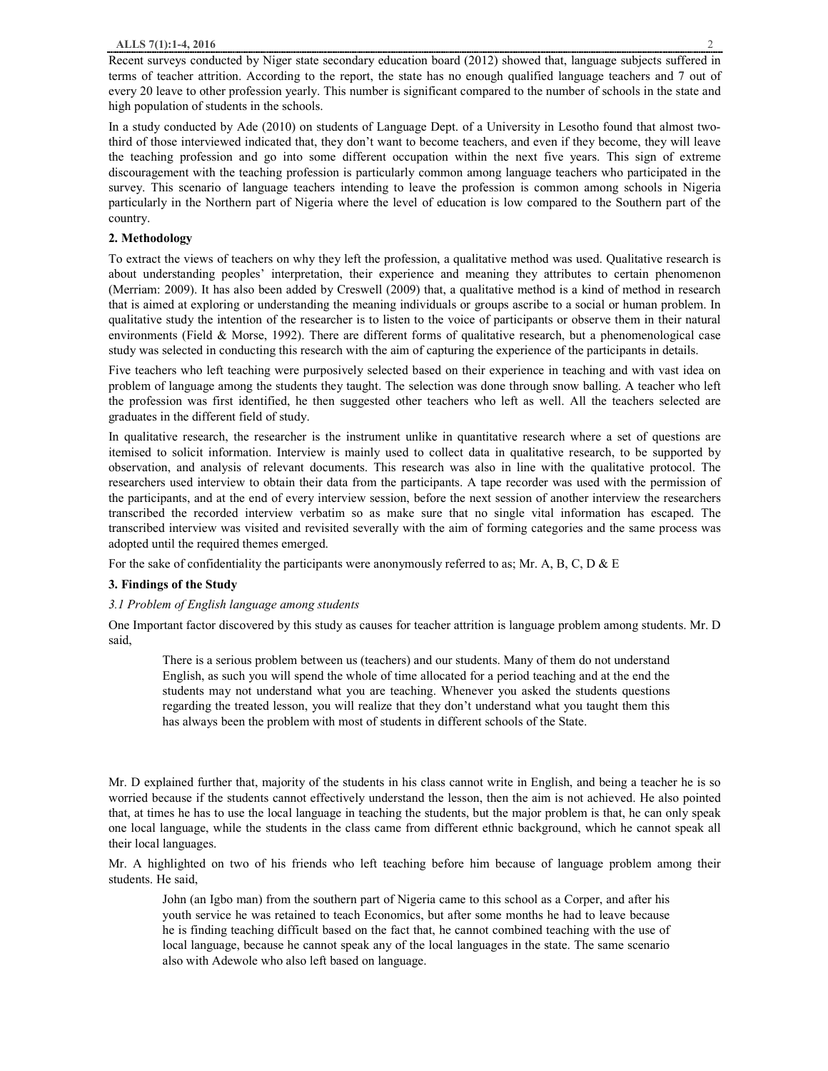Recent surveys conducted by Niger state secondary education board (2012) showed that, language subjects suffered in terms of teacher attrition. According to the report, the state has no enough qualified language teachers and 7 out of every 20 leave to other profession yearly. This number is significant compared to the number of schools in the state and high population of students in the schools.

In a study conducted by Ade (2010) on students of Language Dept. of a University in Lesotho found that almost two-third of those interviewed indicated that, they don't want to become teachers, and even if they become, they will leave the teaching profession and go into some different occupation within the next five years. This sign of extreme discouragement with the teaching profession is particularly common among language teachers who participated in the survey. This scenario of language teachers intending to leave the profession is common among schools in Nigeria particularly in the Northern part of Nigeria where the level of education is low compared to the Southern part of the country.

## 2. Methodology

To extract the views of teachers on why they left the profession, a qualitative method was used. Qualitative research is about understanding peoples' interpretation, their experience and meaning they attributes to certain phenomenon (Merriam: 2009). It has also been added by Creswell (2009) that, a qualitative method is a kind of method in research that is aimed at exploring or understanding the meaning individuals or groups ascribe to a social or human problem. In qualitative study the intention of the researcher is to listen to the voice of participants or observe them in their natural environments (Field & Morse, 1992). There are different forms of qualitative research, but a phenomenological case study was selected in conducting this research with the aim of capturing the experience of the participants in details.

Five teachers who left teaching were purposively selected based on their experience in teaching and with vast idea on problem of language among the students they taught. The selection was done through snow balling. A teacher who left the profession was first identified, he then suggested other teachers who left as well. All the teachers selected are graduates in the different field of study.

In qualitative research, the researcher is the instrument unlike in quantitative research where a set of questions are itemised to solicit information. Interview is mainly used to collect data in qualitative research, to be supported by observation, and analysis of relevant documents. This research was also in line with the qualitative protocol. The researchers used interview to obtain their data from the participants. A tape recorder was used with the permission of the participants, and at the end of every interview session, before the next session of another interview the researchers transcribed the recorded interview verbatim so as make sure that no single vital information has escaped. The transcribed interview was visited and revisited severally with the aim of forming categories and the same process was adopted until the required themes emerged.

For the sake of confidentiality the participants were anonymously referred to as; Mr. A, B, C, D & E

## 3. Findings of the Study

### *3.1 Problem of English language among students*

One Important factor discovered by this study as causes for teacher attrition is language problem among students. Mr. D said,

> There is a serious problem between us (teachers) and our students. Many of them do not understand English, as such you will spend the whole of time allocated for a period teaching and at the end the students may not understand what you are teaching. Whenever you asked the students questions regarding the treated lesson, you will realize that they don't understand what you taught them this has always been the problem with most of students in different schools of the State.

Mr. D explained further that, majority of the students in his class cannot write in English, and being a teacher he is so worried because if the students cannot effectively understand the lesson, then the aim is not achieved. He also pointed that, at times he has to use the local language in teaching the students, but the major problem is that, he can only speak one local language, while the students in the class came from different ethnic background, which he cannot speak all their local languages.

Mr. A highlighted on two of his friends who left teaching before him because of language problem among their students. He said,

> John (an Igbo man) from the southern part of Nigeria came to this school as a Corper, and after his youth service he was retained to teach Economics, but after some months he had to leave because he is finding teaching difficult based on the fact that, he cannot combined teaching with the use of local language, because he cannot speak any of the local languages in the state. The same scenario also with Adewole who also left based on language.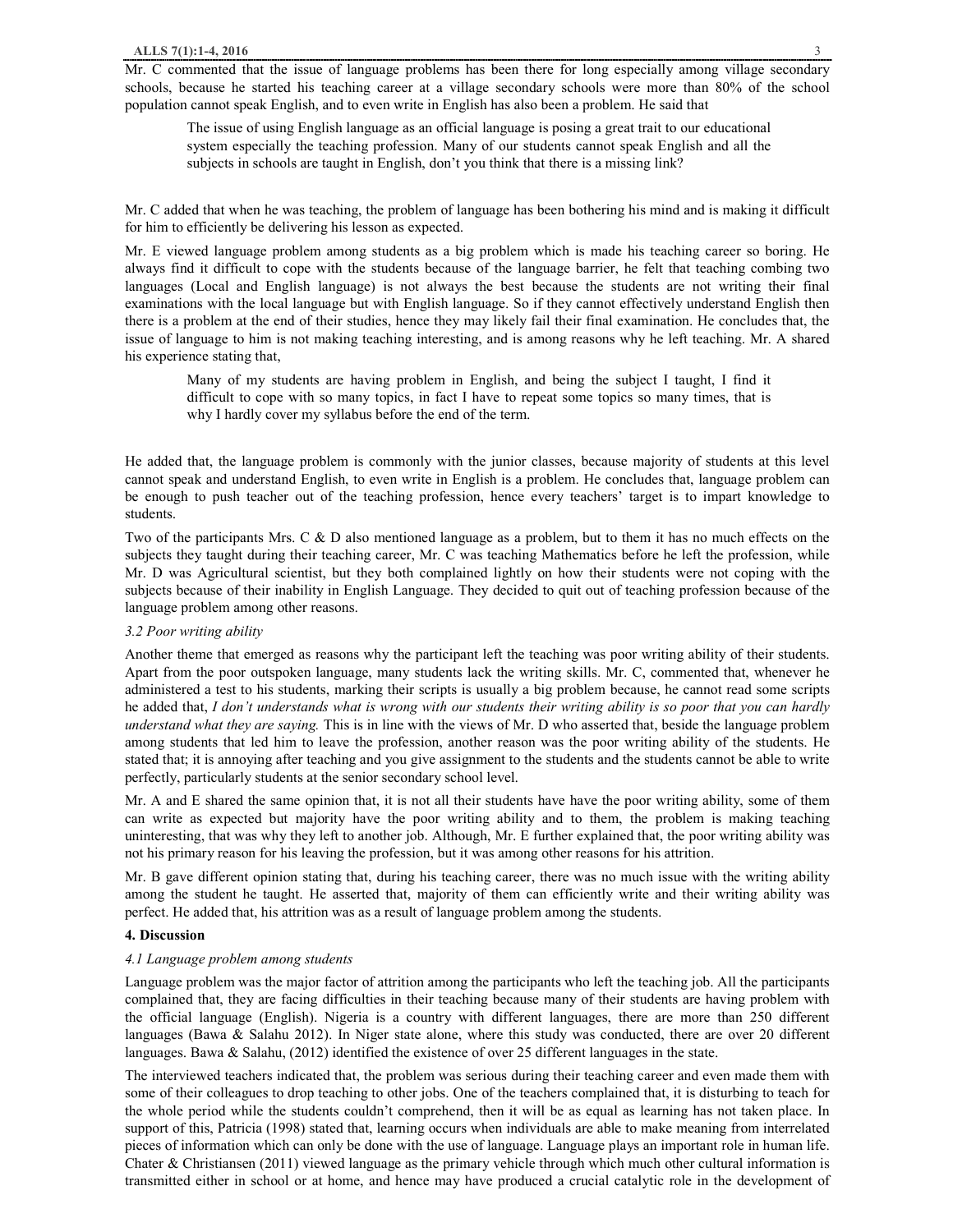Mr. C commented that the issue of language problems has been there for long especially among village secondary schools, because he started his teaching career at a village secondary schools were more than 80% of the school population cannot speak English, and to even write in English has also been a problem. He said that

> The issue of using English language as an official language is posing a great trait to our educational system especially the teaching profession. Many of our students cannot speak English and all the subjects in schools are taught in English, don't you think that there is a missing link?

Mr. C added that when he was teaching, the problem of language has been bothering his mind and is making it difficult for him to efficiently be delivering his lesson as expected.

Mr. E viewed language problem among students as a big problem which is made his teaching career so boring. He always find it difficult to cope with the students because of the language barrier, he felt that teaching combing two languages (Local and English language) is not always the best because the students are not writing their final examinations with the local language but with English language. So if they cannot effectively understand English then there is a problem at the end of their studies, hence they may likely fail their final examination. He concludes that, the issue of language to him is not making teaching interesting, and is among reasons why he left teaching. Mr. A shared his experience stating that,

> Many of my students are having problem in English, and being the subject I taught, I find it difficult to cope with so many topics, in fact I have to repeat some topics so many times, that is why I hardly cover my syllabus before the end of the term.

He added that, the language problem is commonly with the junior classes, because majority of students at this level cannot speak and understand English, to even write in English is a problem. He concludes that, language problem can be enough to push teacher out of the teaching profession, hence every teachers' target is to impart knowledge to students.

Two of the participants Mrs. C & D also mentioned language as a problem, but to them it has no much effects on the subjects they taught during their teaching career, Mr. C was teaching Mathematics before he left the profession, while Mr. D was Agricultural scientist, but they both complained lightly on how their students were not coping with the subjects because of their inability in English Language. They decided to quit out of teaching profession because of the language problem among other reasons.

### *3.2 Poor writing ability*

Another theme that emerged as reasons why the participant left the teaching was poor writing ability of their students. Apart from the poor outspoken language, many students lack the writing skills. Mr. C, commented that, whenever he administered a test to his students, marking their scripts is usually a big problem because, he cannot read some scripts he added that, *I don't understands what is wrong with our students their writing ability is so poor that you can hardly understand what they are saying.* This is in line with the views of Mr. D who asserted that, beside the language problem among students that led him to leave the profession, another reason was the poor writing ability of the students. He stated that; it is annoying after teaching and you give assignment to the students and the students cannot be able to write perfectly, particularly students at the senior secondary school level.

Mr. A and E shared the same opinion that, it is not all their students have have the poor writing ability, some of them can write as expected but majority have the poor writing ability and to them, the problem is making teaching uninteresting, that was why they left to another job. Although, Mr. E further explained that, the poor writing ability was not his primary reason for his leaving the profession, but it was among other reasons for his attrition.

Mr. B gave different opinion stating that, during his teaching career, there was no much issue with the writing ability among the student he taught. He asserted that, majority of them can efficiently write and their writing ability was perfect. He added that, his attrition was as a result of language problem among the students.

## 4. Discussion

### *4.1 Language problem among students*

Language problem was the major factor of attrition among the participants who left the teaching job. All the participants complained that, they are facing difficulties in their teaching because many of their students are having problem with the official language (English). Nigeria is a country with different languages, there are more than 250 different languages (Bawa & Salahu 2012). In Niger state alone, where this study was conducted, there are over 20 different languages. Bawa & Salahu, (2012) identified the existence of over 25 different languages in the state.

The interviewed teachers indicated that, the problem was serious during their teaching career and even made them with some of their colleagues to drop teaching to other jobs. One of the teachers complained that, it is disturbing to teach for the whole period while the students couldn't comprehend, then it will be as equal as learning has not taken place. In support of this, Patricia (1998) stated that, learning occurs when individuals are able to make meaning from interrelated pieces of information which can only be done with the use of language. Language plays an important role in human life. Chater & Christiansen (2011) viewed language as the primary vehicle through which much other cultural information is transmitted either in school or at home, and hence may have produced a crucial catalytic role in the development of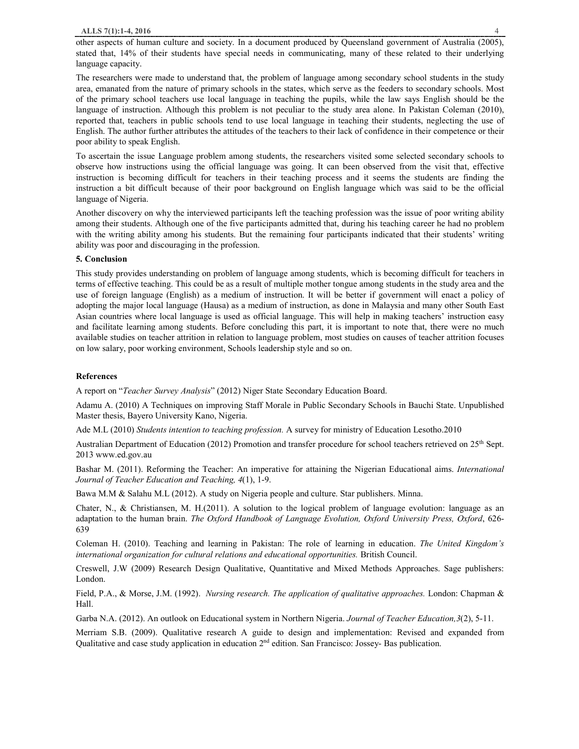other aspects of human culture and society. In a document produced by Queensland government of Australia (2005), stated that, 14% of their students have special needs in communicating, many of these related to their underlying language capacity.

The researchers were made to understand that, the problem of language among secondary school students in the study area, emanated from the nature of primary schools in the states, which serve as the feeders to secondary schools. Most of the primary school teachers use local language in teaching the pupils, while the law says English should be the language of instruction. Although this problem is not peculiar to the study area alone. In Pakistan Coleman (2010), reported that, teachers in public schools tend to use local language in teaching their students, neglecting the use of English. The author further attributes the attitudes of the teachers to their lack of confidence in their competence or their poor ability to speak English.

To ascertain the issue Language problem among students, the researchers visited some selected secondary schools to observe how instructions using the official language was going. It can been observed from the visit that, effective instruction is becoming difficult for teachers in their teaching process and it seems the students are finding the instruction a bit difficult because of their poor background on English language which was said to be the official language of Nigeria.

Another discovery on why the interviewed participants left the teaching profession was the issue of poor writing ability among their students. Although one of the five participants admitted that, during his teaching career he had no problem with the writing ability among his students. But the remaining four participants indicated that their students' writing ability was poor and discouraging in the profession.

## 5. Conclusion

This study provides understanding on problem of language among students, which is becoming difficult for teachers in terms of effective teaching. This could be as a result of multiple mother tongue among students in the study area and the use of foreign language (English) as a medium of instruction. It will be better if government will enact a policy of adopting the major local language (Hausa) as a medium of instruction, as done in Malaysia and many other South East Asian countries where local language is used as official language. This will help in making teachers' instruction easy and facilitate learning among students. Before concluding this part, it is important to note that, there were no much available studies on teacher attrition in relation to language problem, most studies on causes of teacher attrition focuses on low salary, poor working environment, Schools leadership style and so on.

## References

A report on "*Teacher Survey Analysis*" (2012) Niger State Secondary Education Board.

Adamu A. (2010) A Techniques on improving Staff Morale in Public Secondary Schools in Bauchi State. Unpublished Master thesis, Bayero University Kano, Nigeria.

Ade M.L (2010) *Students intention to teaching profession.* A survey for ministry of Education Lesotho.2010

Australian Department of Education (2012) Promotion and transfer procedure for school teachers retrieved on 25th Sept. 2013 www.ed.gov.au

Bashar M. (2011). Reforming the Teacher: An imperative for attaining the Nigerian Educational aims. *International Journal of Teacher Education and Teaching, 4*(1), 1-9.

Bawa M.M & Salahu M.L (2012). A study on Nigeria people and culture. Star publishers. Minna.

Chater, N., & Christiansen, M. H.(2011). A solution to the logical problem of language evolution: language as an adaptation to the human brain. *The Oxford Handbook of Language Evolution, Oxford University Press, Oxford*, 626-639

Coleman H. (2010). Teaching and learning in Pakistan: The role of learning in education. *The United Kingdom's international organization for cultural relations and educational opportunities.* British Council.

Creswell, J.W (2009) Research Design Qualitative, Quantitative and Mixed Methods Approaches. Sage publishers: London.

Field, P.A., & Morse, J.M. (1992). *Nursing research. The application of qualitative approaches.* London: Chapman & Hall.

Garba N.A. (2012). An outlook on Educational system in Northern Nigeria. *Journal of Teacher Education,3*(2), 5-11.

Merriam S.B. (2009). Qualitative research A guide to design and implementation: Revised and expanded from Qualitative and case study application in education 2nd edition. San Francisco: Jossey- Bas publication.